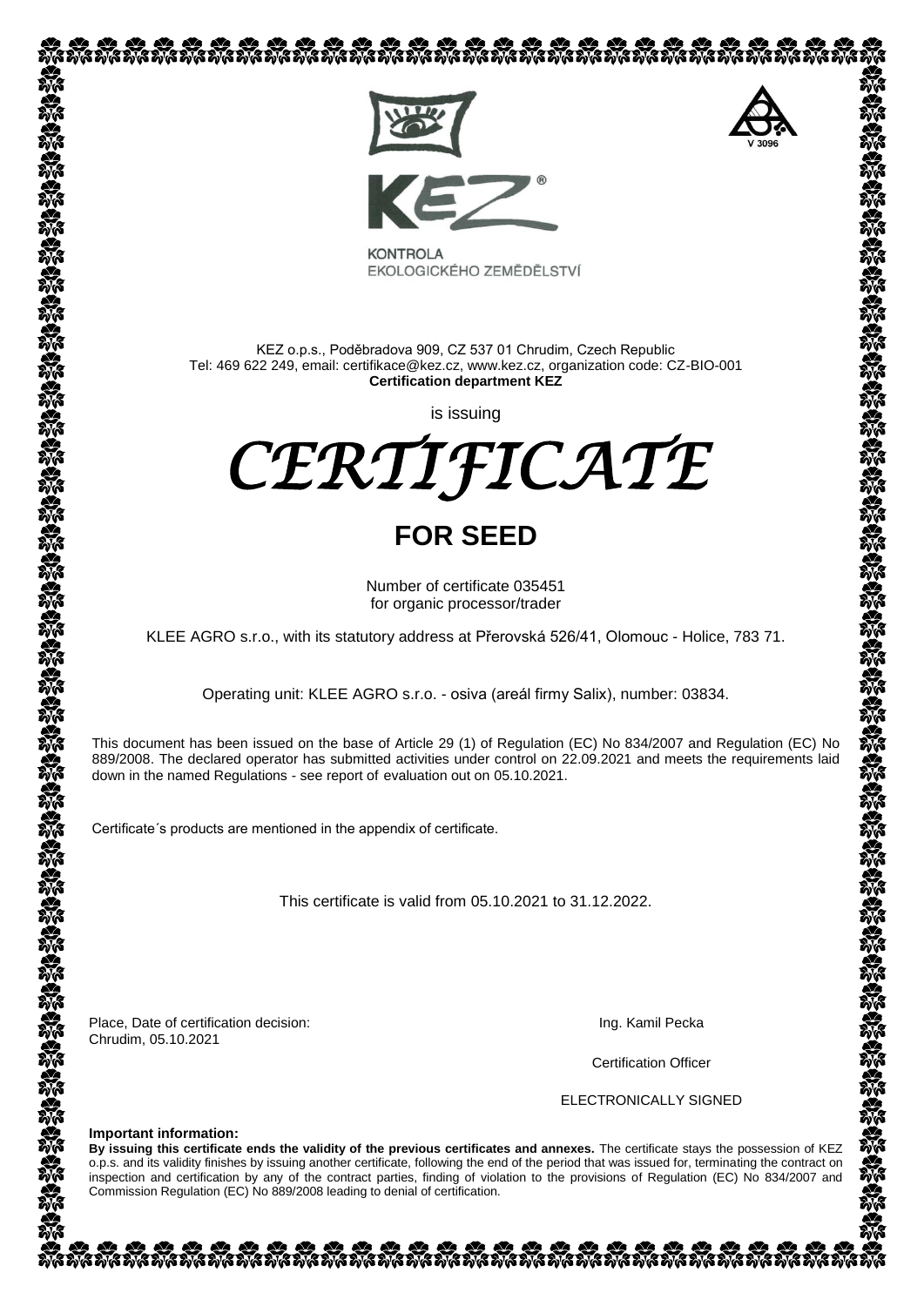KEZ

KONTROLA
EKOLOGICKÉHO ZEMĚDĚLSTVÍ

V 3096

KEZ o.p.s., Poděbradova 909, CZ 537 01 Chrudim, Czech Republic
Tel: 469 622 249, email: certifikace@kez.cz, www.kez.cz, organization code: CZ-BIO-001
**Certification department KEZ**

is issuing

# *CERTIFICATE*

## FOR SEED

Number of certificate 035451
for organic processor/trader

KLEE AGRO s.r.o., with its statutory address at Přerovská 526/41, Olomouc - Holice, 783 71.

Operating unit: KLEE AGRO s.r.o. - osiva (areál firmy Salix), number: 03834.

This document has been issued on the base of Article 29 (1) of Regulation (EC) No 834/2007 and Regulation (EC) No 889/2008. The declared operator has submitted activities under control on 22.09.2021 and meets the requirements laid down in the named Regulations - see report of evaluation out on 05.10.2021.

Certificate´s products are mentioned in the appendix of certificate.

This certificate is valid from 05.10.2021 to 31.12.2022.

Place, Date of certification decision:
Chrudim, 05.10.2021

Ing. Kamil Pecka

Certification Officer

ELECTRONICALLY SIGNED

**Important information:**
**By issuing this certificate ends the validity of the previous certificates and annexes.** The certificate stays the possession of KEZ o.p.s. and its validity finishes by issuing another certificate, following the end of the period that was issued for, terminating the contract on inspection and certification by any of the contract parties, finding of violation to the provisions of Regulation (EC) No 834/2007 and Commission Regulation (EC) No 889/2008 leading to denial of certification.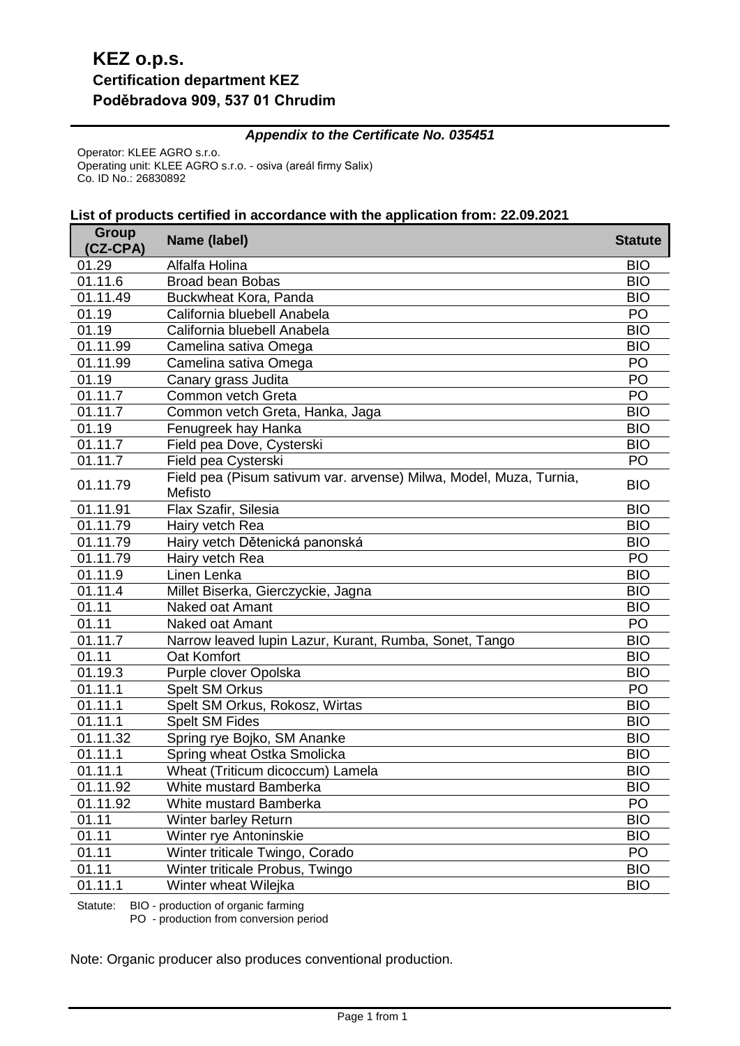# KEZ o.p.s.

## Certification department KEZ

## Poděbradova 909, 537 01 Chrudim

***Appendix to the Certificate No. 035451***

Operator: KLEE AGRO s.r.o.
Operating unit: KLEE AGRO s.r.o. - osiva (areál firmy Salix)
Co. ID No.: 26830892

**List of products certified in accordance with the application from: 22.09.2021**

| Group (CZ-CPA) | Name (label) | Statute |
|---|---|---|
| 01.29 | Alfalfa Holina | BIO |
| 01.11.6 | Broad bean Bobas | BIO |
| 01.11.49 | Buckwheat Kora, Panda | BIO |
| 01.19 | California bluebell Anabela | PO |
| 01.19 | California bluebell Anabela | BIO |
| 01.11.99 | Camelina sativa Omega | BIO |
| 01.11.99 | Camelina sativa Omega | PO |
| 01.19 | Canary grass Judita | PO |
| 01.11.7 | Common vetch Greta | PO |
| 01.11.7 | Common vetch Greta, Hanka, Jaga | BIO |
| 01.19 | Fenugreek hay Hanka | BIO |
| 01.11.7 | Field pea Dove, Cysterski | BIO |
| 01.11.7 | Field pea Cysterski | PO |
| 01.11.79 | Field pea (Pisum sativum var. arvense) Milwa, Model, Muza, Turnia, Mefisto | BIO |
| 01.11.91 | Flax Szafir, Silesia | BIO |
| 01.11.79 | Hairy vetch Rea | BIO |
| 01.11.79 | Hairy vetch Dětenická panonská | BIO |
| 01.11.79 | Hairy vetch Rea | PO |
| 01.11.9 | Linen Lenka | BIO |
| 01.11.4 | Millet Biserka, Gierczyckie, Jagna | BIO |
| 01.11 | Naked oat Amant | BIO |
| 01.11 | Naked oat Amant | PO |
| 01.11.7 | Narrow leaved lupin Lazur, Kurant, Rumba, Sonet, Tango | BIO |
| 01.11 | Oat Komfort | BIO |
| 01.19.3 | Purple clover Opolska | BIO |
| 01.11.1 | Spelt SM Orkus | PO |
| 01.11.1 | Spelt SM Orkus, Rokosz, Wirtas | BIO |
| 01.11.1 | Spelt SM Fides | BIO |
| 01.11.32 | Spring rye Bojko, SM Ananke | BIO |
| 01.11.1 | Spring wheat Ostka Smolicka | BIO |
| 01.11.1 | Wheat (Triticum dicoccum) Lamela | BIO |
| 01.11.92 | White mustard Bamberka | BIO |
| 01.11.92 | White mustard Bamberka | PO |
| 01.11 | Winter barley Return | BIO |
| 01.11 | Winter rye Antoninskie | BIO |
| 01.11 | Winter triticale Twingo, Corado | PO |
| 01.11 | Winter triticale Probus, Twingo | BIO |
| 01.11.1 | Winter wheat Wilejka | BIO |

Statute: BIO - production of organic farming
PO - production from conversion period

Note: Organic producer also produces conventional production.